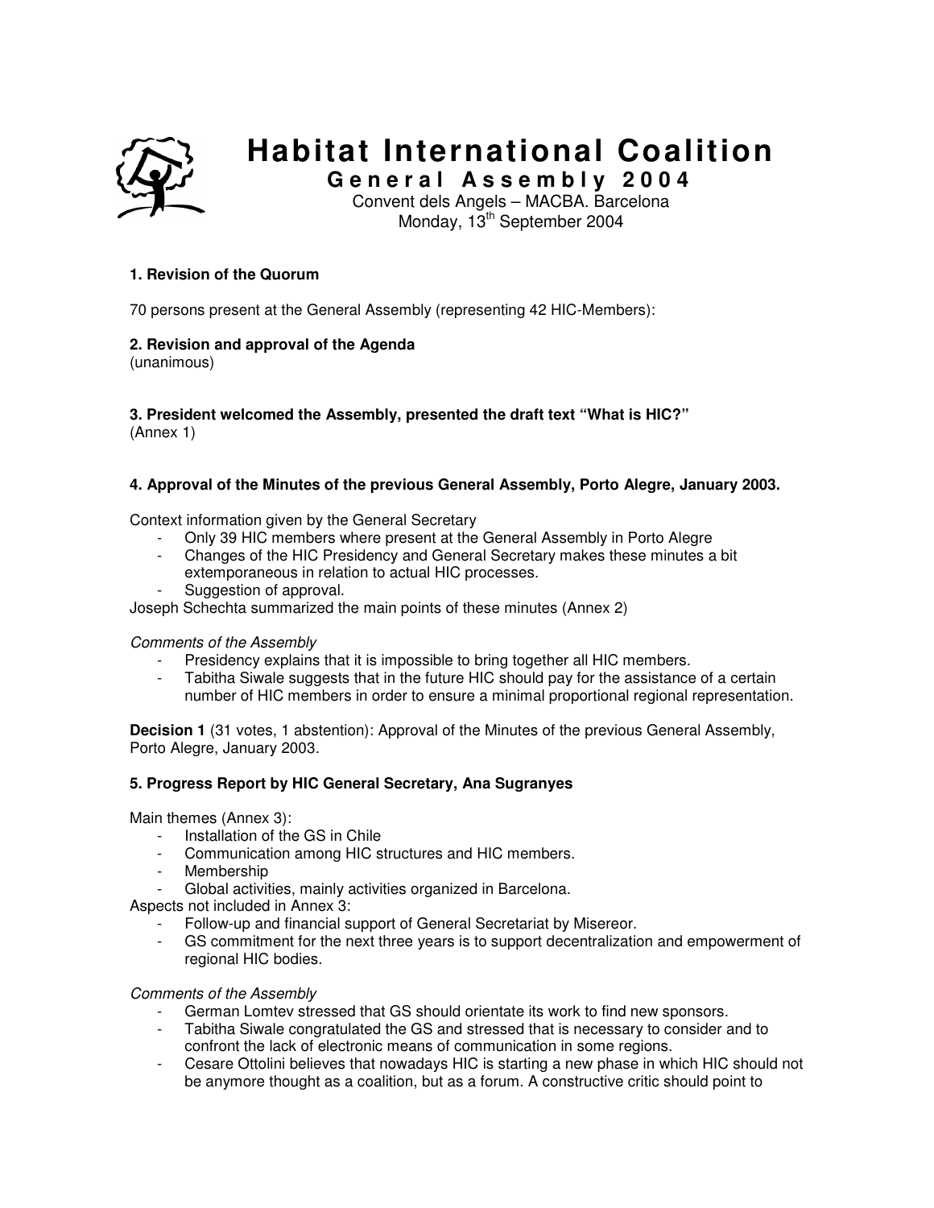# Habitat International Coalition

## General Assembly 2004

Convent dels Angels – MACBA. Barcelona
Monday, 13th September 2004

**1. Revision of the Quorum**

70 persons present at the General Assembly (representing 42 HIC-Members):

**2. Revision and approval of the Agenda**
(unanimous)

**3. President welcomed the Assembly, presented the draft text "What is HIC?"**
(Annex 1)

**4. Approval of the Minutes of the previous General Assembly, Porto Alegre, January 2003.**

Context information given by the General Secretary

- Only 39 HIC members where present at the General Assembly in Porto Alegre
- Changes of the HIC Presidency and General Secretary makes these minutes a bit extemporaneous in relation to actual HIC processes.
- Suggestion of approval.

Joseph Schechta summarized the main points of these minutes (Annex 2)

*Comments of the Assembly*

- Presidency explains that it is impossible to bring together all HIC members.
- Tabitha Siwale suggests that in the future HIC should pay for the assistance of a certain number of HIC members in order to ensure a minimal proportional regional representation.

**Decision 1** (31 votes, 1 abstention): Approval of the Minutes of the previous General Assembly, Porto Alegre, January 2003.

**5. Progress Report by HIC General Secretary, Ana Sugranyes**

Main themes (Annex 3):

- Installation of the GS in Chile
- Communication among HIC structures and HIC members.
- Membership
- Global activities, mainly activities organized in Barcelona.

Aspects not included in Annex 3:

- Follow-up and financial support of General Secretariat by Misereor.
- GS commitment for the next three years is to support decentralization and empowerment of regional HIC bodies.

*Comments of the Assembly*

- German Lomtev stressed that GS should orientate its work to find new sponsors.
- Tabitha Siwale congratulated the GS and stressed that is necessary to consider and to confront the lack of electronic means of communication in some regions.
- Cesare Ottolini believes that nowadays HIC is starting a new phase in which HIC should not be anymore thought as a coalition, but as a forum. A constructive critic should point to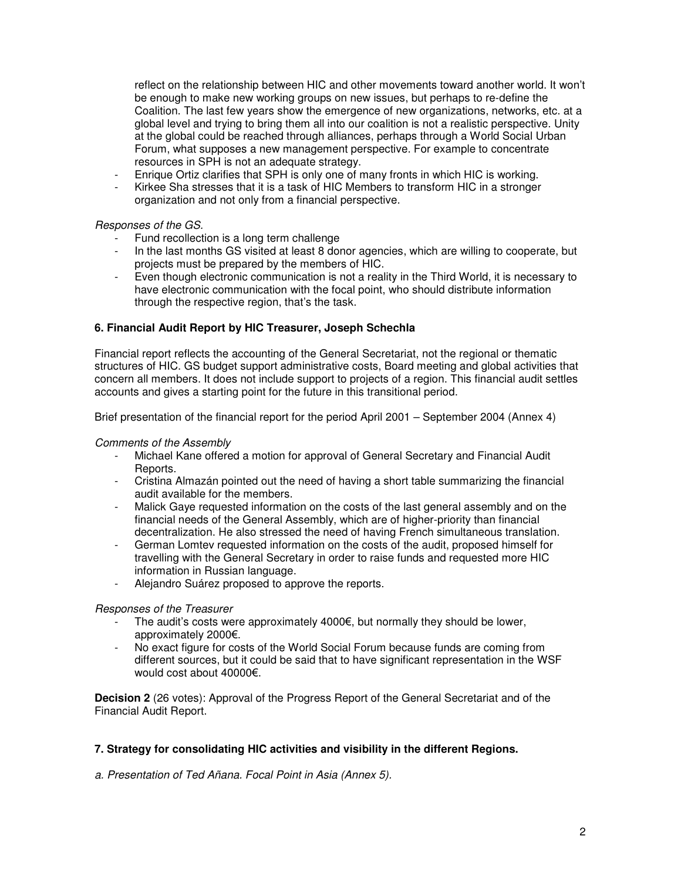reflect on the relationship between HIC and other movements toward another world. It won't be enough to make new working groups on new issues, but perhaps to re-define the Coalition. The last few years show the emergence of new organizations, networks, etc. at a global level and trying to bring them all into our coalition is not a realistic perspective. Unity at the global could be reached through alliances, perhaps through a World Social Urban Forum, what supposes a new management perspective. For example to concentrate resources in SPH is not an adequate strategy.

- Enrique Ortiz clarifies that SPH is only one of many fronts in which HIC is working.
- Kirkee Sha stresses that it is a task of HIC Members to transform HIC in a stronger organization and not only from a financial perspective.

*Responses of the GS.*

- Fund recollection is a long term challenge
- In the last months GS visited at least 8 donor agencies, which are willing to cooperate, but projects must be prepared by the members of HIC.
- Even though electronic communication is not a reality in the Third World, it is necessary to have electronic communication with the focal point, who should distribute information through the respective region, that's the task.

**6. Financial Audit Report by HIC Treasurer, Joseph Schechla**

Financial report reflects the accounting of the General Secretariat, not the regional or thematic structures of HIC. GS budget support administrative costs, Board meeting and global activities that concern all members. It does not include support to projects of a region. This financial audit settles accounts and gives a starting point for the future in this transitional period.

Brief presentation of the financial report for the period April 2001 – September 2004 (Annex 4)

*Comments of the Assembly*

- Michael Kane offered a motion for approval of General Secretary and Financial Audit Reports.
- Cristina Almazán pointed out the need of having a short table summarizing the financial audit available for the members.
- Malick Gaye requested information on the costs of the last general assembly and on the financial needs of the General Assembly, which are of higher-priority than financial decentralization. He also stressed the need of having French simultaneous translation.
- German Lomtev requested information on the costs of the audit, proposed himself for travelling with the General Secretary in order to raise funds and requested more HIC information in Russian language.
- Alejandro Suárez proposed to approve the reports.

*Responses of the Treasurer*

- The audit's costs were approximately 4000€, but normally they should be lower, approximately 2000€.
- No exact figure for costs of the World Social Forum because funds are coming from different sources, but it could be said that to have significant representation in the WSF would cost about 40000€.

**Decision 2** (26 votes): Approval of the Progress Report of the General Secretariat and of the Financial Audit Report.

**7. Strategy for consolidating HIC activities and visibility in the different Regions.**

*a. Presentation of Ted Añana. Focal Point in Asia (Annex 5).*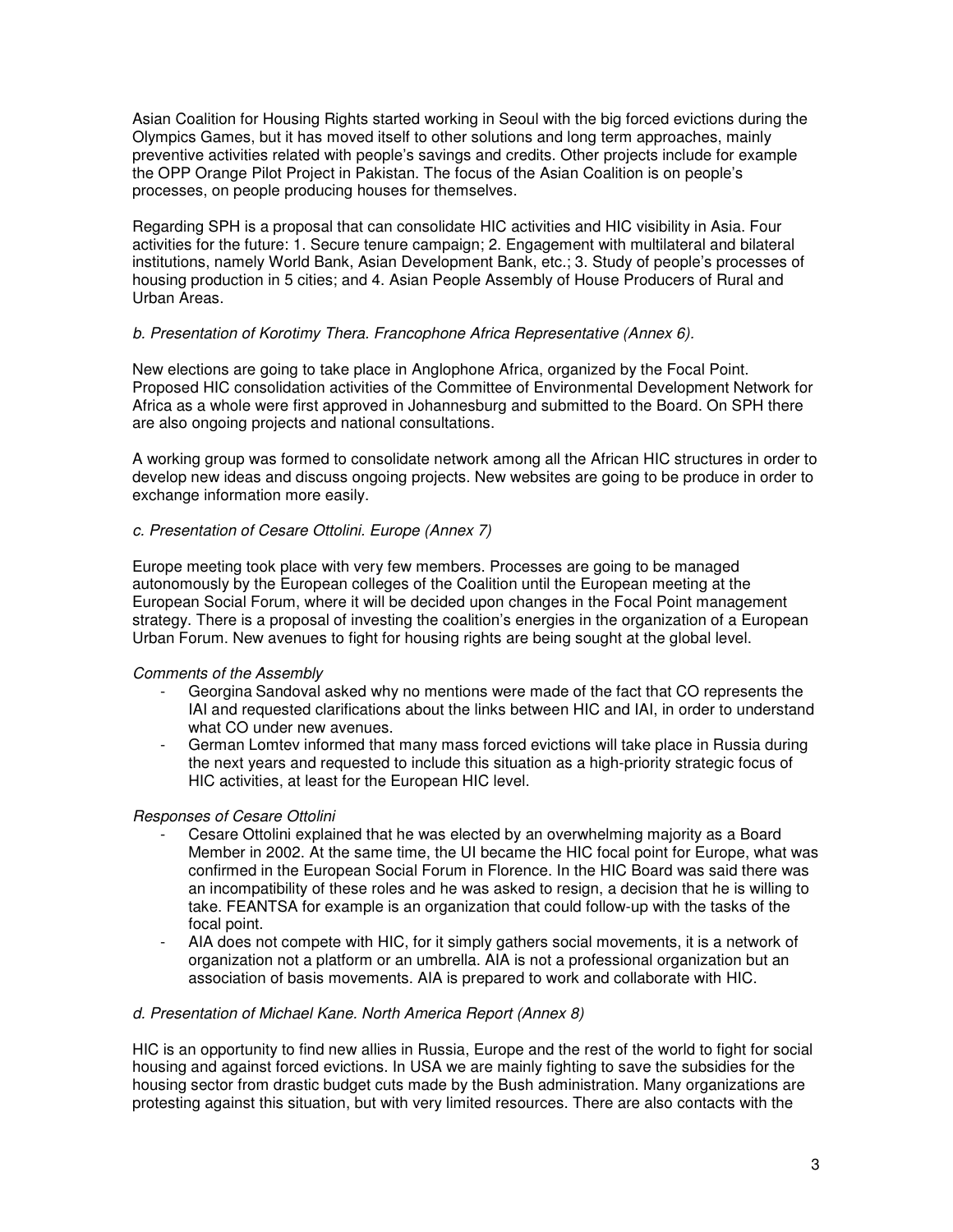Asian Coalition for Housing Rights started working in Seoul with the big forced evictions during the Olympics Games, but it has moved itself to other solutions and long term approaches, mainly preventive activities related with people's savings and credits. Other projects include for example the OPP Orange Pilot Project in Pakistan. The focus of the Asian Coalition is on people's processes, on people producing houses for themselves.

Regarding SPH is a proposal that can consolidate HIC activities and HIC visibility in Asia. Four activities for the future: 1. Secure tenure campaign; 2. Engagement with multilateral and bilateral institutions, namely World Bank, Asian Development Bank, etc.; 3. Study of people's processes of housing production in 5 cities; and 4. Asian People Assembly of House Producers of Rural and Urban Areas.

*b. Presentation of Korotimy Thera. Francophone Africa Representative (Annex 6).*

New elections are going to take place in Anglophone Africa, organized by the Focal Point. Proposed HIC consolidation activities of the Committee of Environmental Development Network for Africa as a whole were first approved in Johannesburg and submitted to the Board. On SPH there are also ongoing projects and national consultations.

A working group was formed to consolidate network among all the African HIC structures in order to develop new ideas and discuss ongoing projects. New websites are going to be produce in order to exchange information more easily.

*c. Presentation of Cesare Ottolini. Europe (Annex 7)*

Europe meeting took place with very few members. Processes are going to be managed autonomously by the European colleges of the Coalition until the European meeting at the European Social Forum, where it will be decided upon changes in the Focal Point management strategy. There is a proposal of investing the coalition's energies in the organization of a European Urban Forum. New avenues to fight for housing rights are being sought at the global level.

*Comments of the Assembly*

- Georgina Sandoval asked why no mentions were made of the fact that CO represents the IAI and requested clarifications about the links between HIC and IAI, in order to understand what CO under new avenues.
- German Lomtev informed that many mass forced evictions will take place in Russia during the next years and requested to include this situation as a high-priority strategic focus of HIC activities, at least for the European HIC level.

*Responses of Cesare Ottolini*

- Cesare Ottolini explained that he was elected by an overwhelming majority as a Board Member in 2002. At the same time, the UI became the HIC focal point for Europe, what was confirmed in the European Social Forum in Florence. In the HIC Board was said there was an incompatibility of these roles and he was asked to resign, a decision that he is willing to take. FEANTSA for example is an organization that could follow-up with the tasks of the focal point.
- AIA does not compete with HIC, for it simply gathers social movements, it is a network of organization not a platform or an umbrella. AIA is not a professional organization but an association of basis movements. AIA is prepared to work and collaborate with HIC.

*d. Presentation of Michael Kane. North America Report (Annex 8)*

HIC is an opportunity to find new allies in Russia, Europe and the rest of the world to fight for social housing and against forced evictions. In USA we are mainly fighting to save the subsidies for the housing sector from drastic budget cuts made by the Bush administration. Many organizations are protesting against this situation, but with very limited resources. There are also contacts with the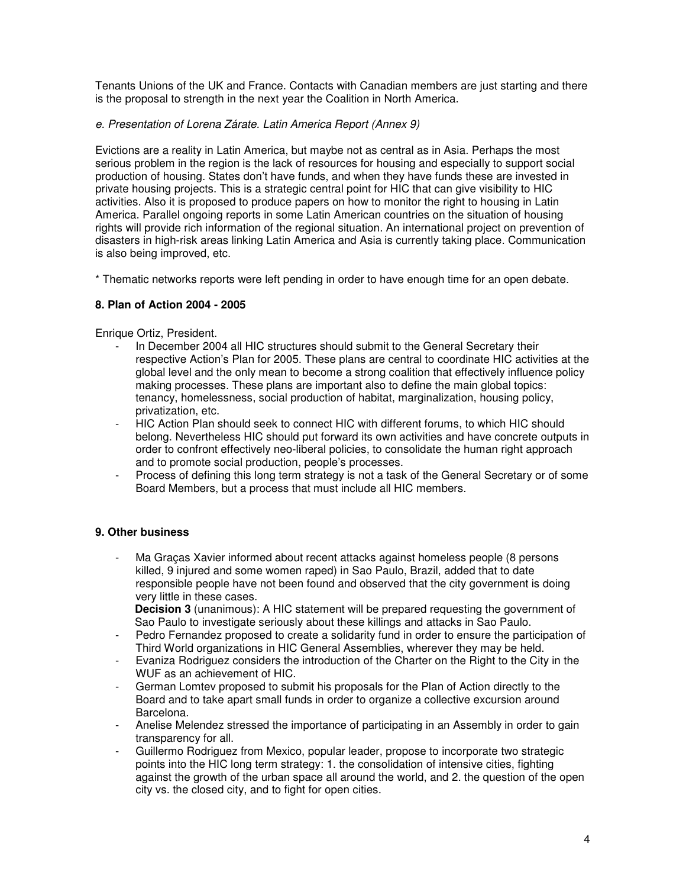Tenants Unions of the UK and France. Contacts with Canadian members are just starting and there is the proposal to strength in the next year the Coalition in North America.

*e. Presentation of Lorena Zárate. Latin America Report (Annex 9)*

Evictions are a reality in Latin America, but maybe not as central as in Asia. Perhaps the most serious problem in the region is the lack of resources for housing and especially to support social production of housing. States don't have funds, and when they have funds these are invested in private housing projects. This is a strategic central point for HIC that can give visibility to HIC activities. Also it is proposed to produce papers on how to monitor the right to housing in Latin America. Parallel ongoing reports in some Latin American countries on the situation of housing rights will provide rich information of the regional situation. An international project on prevention of disasters in high-risk areas linking Latin America and Asia is currently taking place. Communication is also being improved, etc.

* Thematic networks reports were left pending in order to have enough time for an open debate.

### 8. Plan of Action 2004 - 2005

Enrique Ortiz, President.

- In December 2004 all HIC structures should submit to the General Secretary their respective Action's Plan for 2005. These plans are central to coordinate HIC activities at the global level and the only mean to become a strong coalition that effectively influence policy making processes. These plans are important also to define the main global topics: tenancy, homelessness, social production of habitat, marginalization, housing policy, privatization, etc.
- HIC Action Plan should seek to connect HIC with different forums, to which HIC should belong. Nevertheless HIC should put forward its own activities and have concrete outputs in order to confront effectively neo-liberal policies, to consolidate the human right approach and to promote social production, people's processes.
- Process of defining this long term strategy is not a task of the General Secretary or of some Board Members, but a process that must include all HIC members.

### 9. Other business

- Ma Graças Xavier informed about recent attacks against homeless people (8 persons killed, 9 injured and some women raped) in Sao Paulo, Brazil, added that to date responsible people have not been found and observed that the city government is doing very little in these cases.
  **Decision 3** (unanimous): A HIC statement will be prepared requesting the government of Sao Paulo to investigate seriously about these killings and attacks in Sao Paulo.
- Pedro Fernandez proposed to create a solidarity fund in order to ensure the participation of Third World organizations in HIC General Assemblies, wherever they may be held.
- Evaniza Rodriguez considers the introduction of the Charter on the Right to the City in the WUF as an achievement of HIC.
- German Lomtev proposed to submit his proposals for the Plan of Action directly to the Board and to take apart small funds in order to organize a collective excursion around Barcelona.
- Anelise Melendez stressed the importance of participating in an Assembly in order to gain transparency for all.
- Guillermo Rodriguez from Mexico, popular leader, propose to incorporate two strategic points into the HIC long term strategy: 1. the consolidation of intensive cities, fighting against the growth of the urban space all around the world, and 2. the question of the open city vs. the closed city, and to fight for open cities.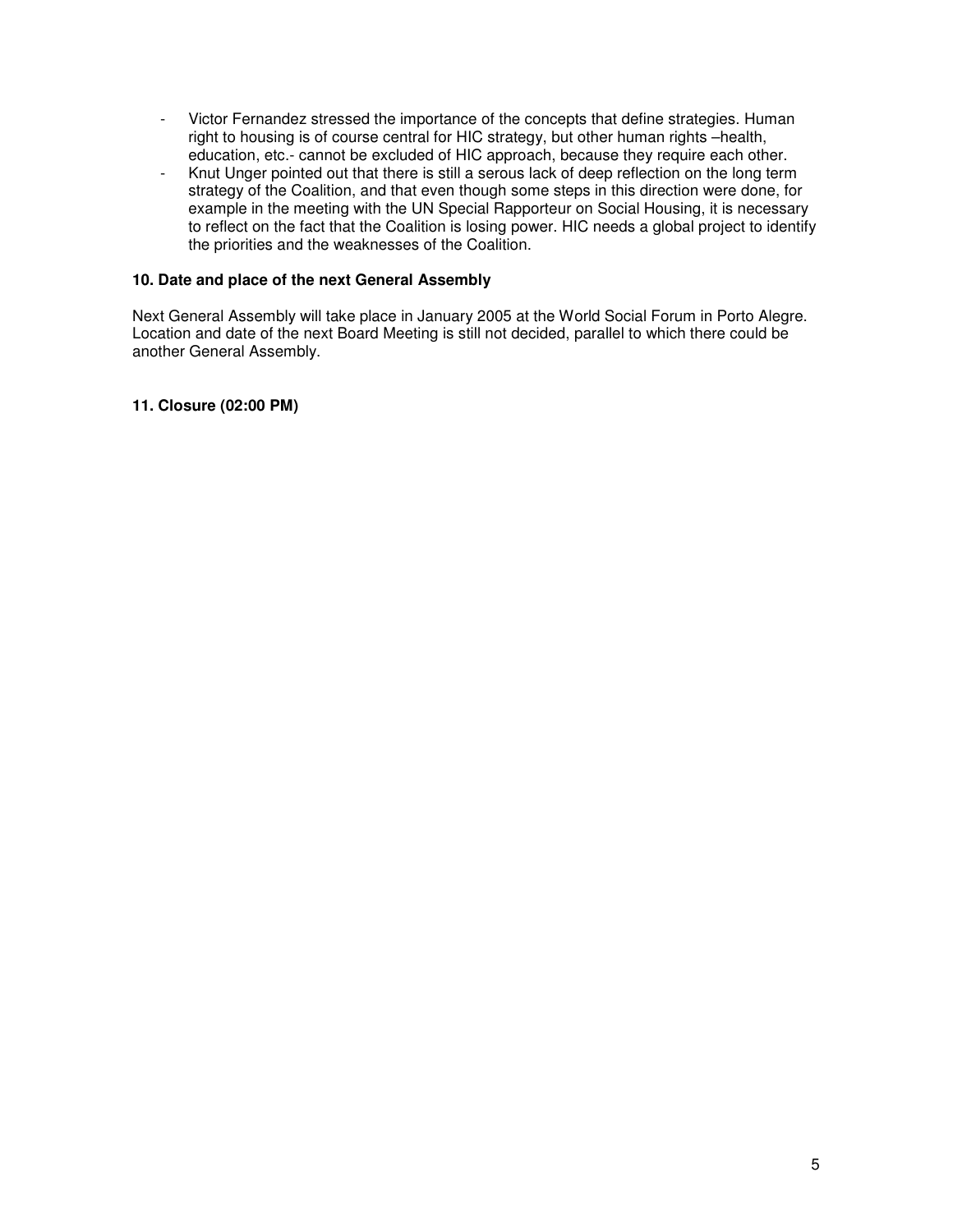- Victor Fernandez stressed the importance of the concepts that define strategies. Human right to housing is of course central for HIC strategy, but other human rights –health, education, etc.- cannot be excluded of HIC approach, because they require each other.
- Knut Unger pointed out that there is still a serous lack of deep reflection on the long term strategy of the Coalition, and that even though some steps in this direction were done, for example in the meeting with the UN Special Rapporteur on Social Housing, it is necessary to reflect on the fact that the Coalition is losing power. HIC needs a global project to identify the priorities and the weaknesses of the Coalition.

**10. Date and place of the next General Assembly**

Next General Assembly will take place in January 2005 at the World Social Forum in Porto Alegre. Location and date of the next Board Meeting is still not decided, parallel to which there could be another General Assembly.

**11. Closure (02:00 PM)**